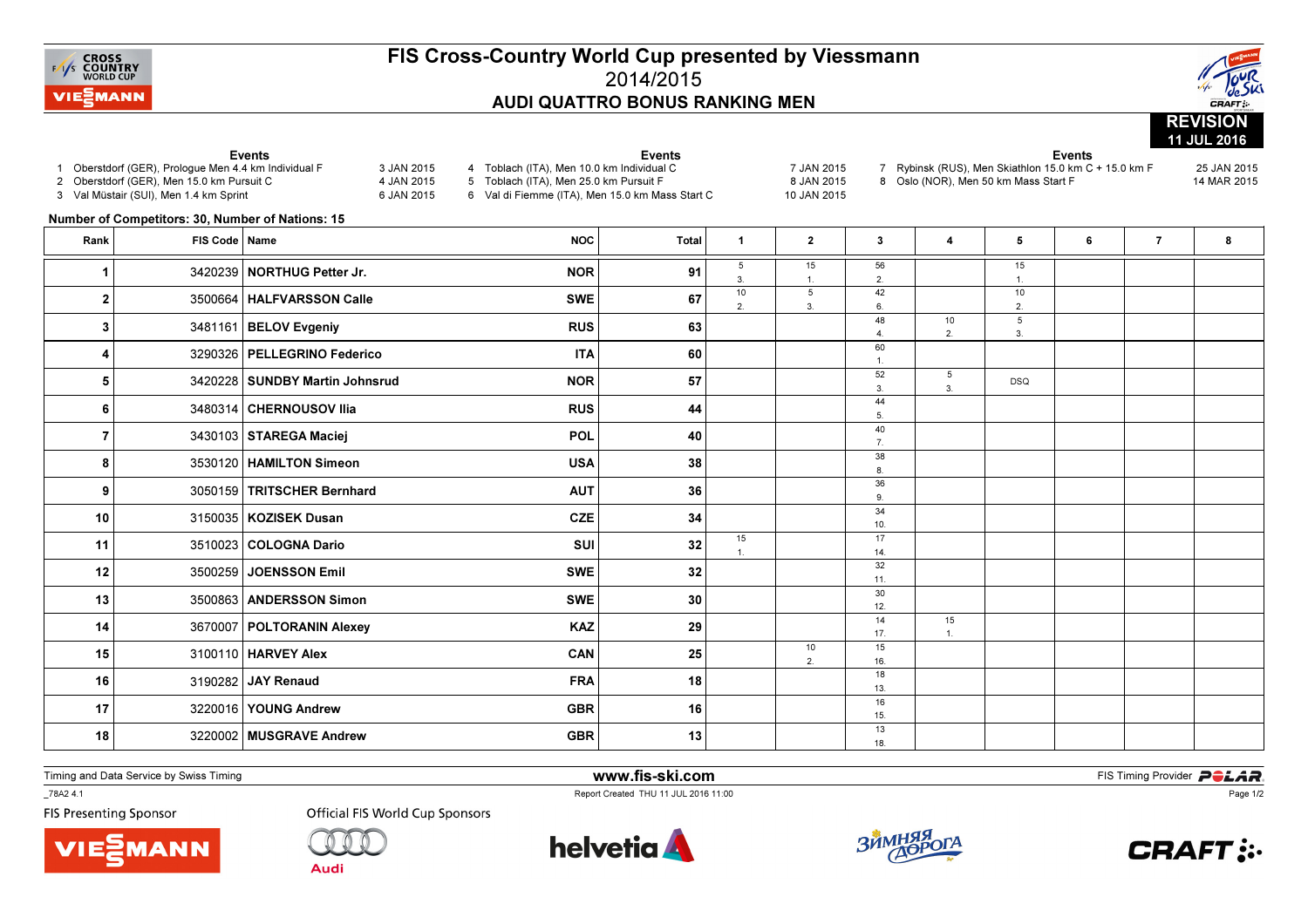# FIS Cross-Country World Cup presented by Viessmann

2014/2015

## AUDI QUATTRO BONUS RANKING MEN

REVISION 11 JUL 2016

**Events**

1 Oberstdorf (GER), Prologue Men 4.4 km Individual F — 3 JAN 2015
2 Oberstdorf (GER), Men 15.0 km Pursuit C — 4 JAN 2015
3 Val Müstair (SUI), Men 1.4 km Sprint — 6 JAN 2015
4 Toblach (ITA), Men 10.0 km Individual C — 7 JAN 2015
5 Toblach (ITA), Men 25.0 km Pursuit F — 8 JAN 2015
6 Val di Fiemme (ITA), Men 15.0 km Mass Start C — 10 JAN 2015
7 Rybinsk (RUS), Men Skiathlon 15.0 km C + 15.0 km F — 25 JAN 2015
8 Oslo (NOR), Men 50 km Mass Start F — 14 MAR 2015

**Number of Competitors: 30, Number of Nations: 15**

| Rank | FIS Code | Name | NOC | Total | 1 | 2 | 3 | 4 | 5 | 6 | 7 | 8 |
|---|---|---|---|---|---|---|---|---|---|---|---|---|
| 1 | 3420239 | NORTHUG Petter Jr. | NOR | 91 | 5 3. | 15 1. | 56 2. | | 15 1. | | | |
| 2 | 3500664 | HALFVARSSON Calle | SWE | 67 | 10 2. | 5 3. | 42 6. | | 10 2. | | | |
| 3 | 3481161 | BELOV Evgeniy | RUS | 63 | | | 48 4. | 10 2. | 5 3. | | | |
| 4 | 3290326 | PELLEGRINO Federico | ITA | 60 | | | 60 1. | | | | | |
| 5 | 3420228 | SUNDBY Martin Johnsrud | NOR | 57 | | | 52 3. | 5 3. | DSQ | | | |
| 6 | 3480314 | CHERNOUSOV Ilia | RUS | 44 | | | 44 5. | | | | | |
| 7 | 3430103 | STAREGA Maciej | POL | 40 | | | 40 7. | | | | | |
| 8 | 3530120 | HAMILTON Simeon | USA | 38 | | | 38 8. | | | | | |
| 9 | 3050159 | TRITSCHER Bernhard | AUT | 36 | | | 36 9. | | | | | |
| 10 | 3150035 | KOZISEK Dusan | CZE | 34 | | | 34 10. | | | | | |
| 11 | 3510023 | COLOGNA Dario | SUI | 32 | 15 1. | | 17 14. | | | | | |
| 12 | 3500259 | JOENSSON Emil | SWE | 32 | | | 32 11. | | | | | |
| 13 | 3500863 | ANDERSSON Simon | SWE | 30 | | | 30 12. | | | | | |
| 14 | 3670007 | POLTORANIN Alexey | KAZ | 29 | | | 14 17. | 15 1. | | | | |
| 15 | 3100110 | HARVEY Alex | CAN | 25 | | 10 2. | 15 16. | | | | | |
| 16 | 3190282 | JAY Renaud | FRA | 18 | | | 18 13. | | | | | |
| 17 | 3220016 | YOUNG Andrew | GBR | 16 | | | 16 15. | | | | | |
| 18 | 3220002 | MUSGRAVE Andrew | GBR | 13 | | | 13 18. | | | | | |

Timing and Data Service by Swiss Timing — www.fis-ski.com — FIS Timing Provider POLAR

_78A2 4.1 — Report Created THU 11 JUL 2016 11:00

FIS Presenting Sponsor — Official FIS World Cup Sponsors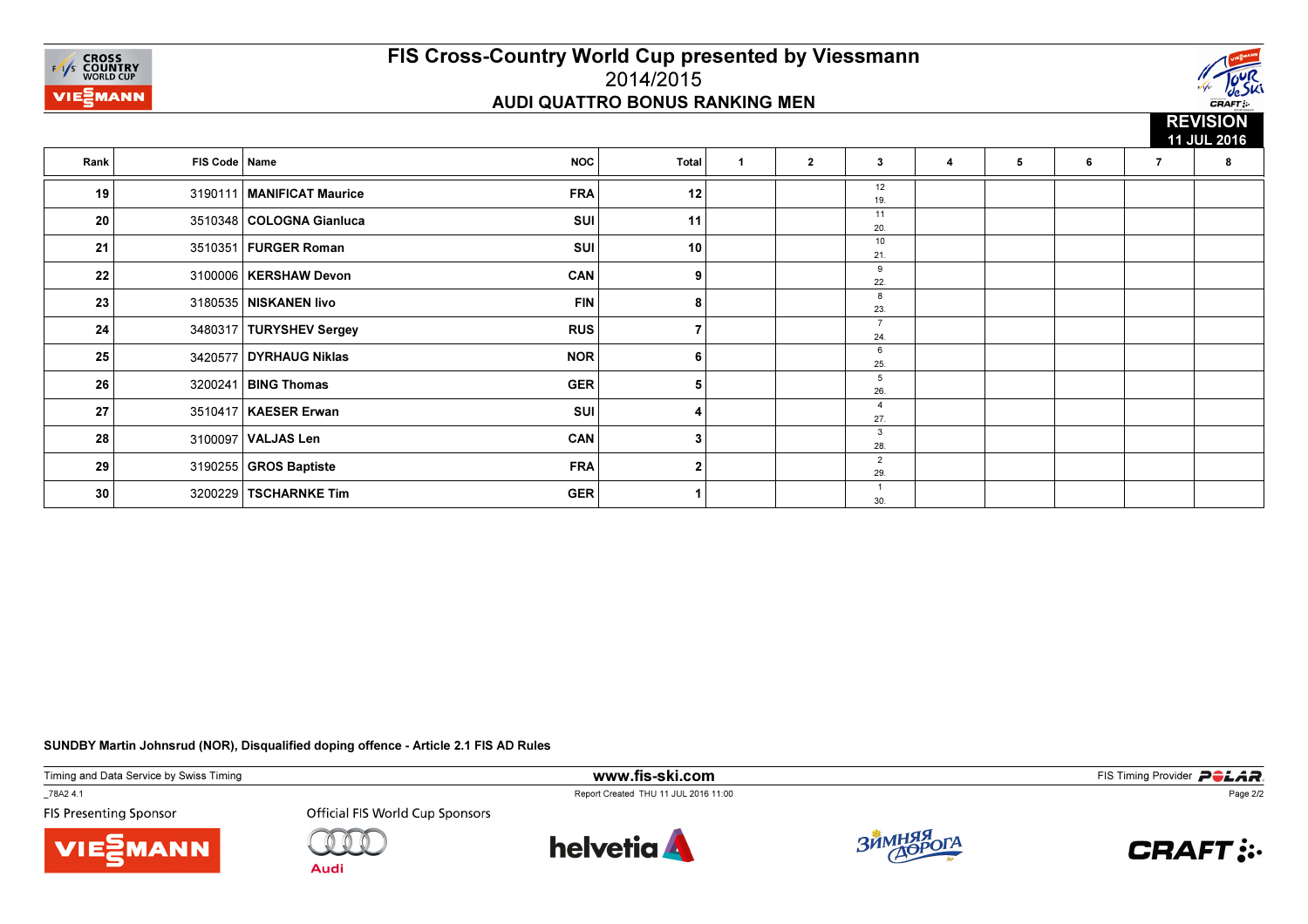# FIS Cross-Country World Cup presented by Viessmann

2014/2015

## AUDI QUATTRO BONUS RANKING MEN

**REVISION**
**11 JUL 2016**

| Rank | FIS Code | Name | NOC | Total | 1 | 2 | 3 | 4 | 5 | 6 | 7 | 8 |
|---|---|---|---|---|---|---|---|---|---|---|---|---|
| 19 | 3190111 | MANIFICAT Maurice | FRA | 12 | | | 12 19. | | | | | |
| 20 | 3510348 | COLOGNA Gianluca | SUI | 11 | | | 11 20. | | | | | |
| 21 | 3510351 | FURGER Roman | SUI | 10 | | | 10 21. | | | | | |
| 22 | 3100006 | KERSHAW Devon | CAN | 9 | | | 9 22. | | | | | |
| 23 | 3180535 | NISKANEN Iivo | FIN | 8 | | | 8 23. | | | | | |
| 24 | 3480317 | TURYSHEV Sergey | RUS | 7 | | | 7 24. | | | | | |
| 25 | 3420577 | DYRHAUG Niklas | NOR | 6 | | | 6 25. | | | | | |
| 26 | 3200241 | BING Thomas | GER | 5 | | | 5 26. | | | | | |
| 27 | 3510417 | KAESER Erwan | SUI | 4 | | | 4 27. | | | | | |
| 28 | 3100097 | VALJAS Len | CAN | 3 | | | 3 28. | | | | | |
| 29 | 3190255 | GROS Baptiste | FRA | 2 | | | 2 29. | | | | | |
| 30 | 3200229 | TSCHARNKE Tim | GER | 1 | | | 1 30. | | | | | |

**SUNDBY Martin Johnsrud (NOR), Disqualified doping offence - Article 2.1 FIS AD Rules**

Timing and Data Service by Swiss Timing

www.fis-ski.com

FIS Timing Provider POLAR

_78A2 4.1

Report Created THU 11 JUL 2016 11:00

FIS Presenting Sponsor

Official FIS World Cup Sponsors